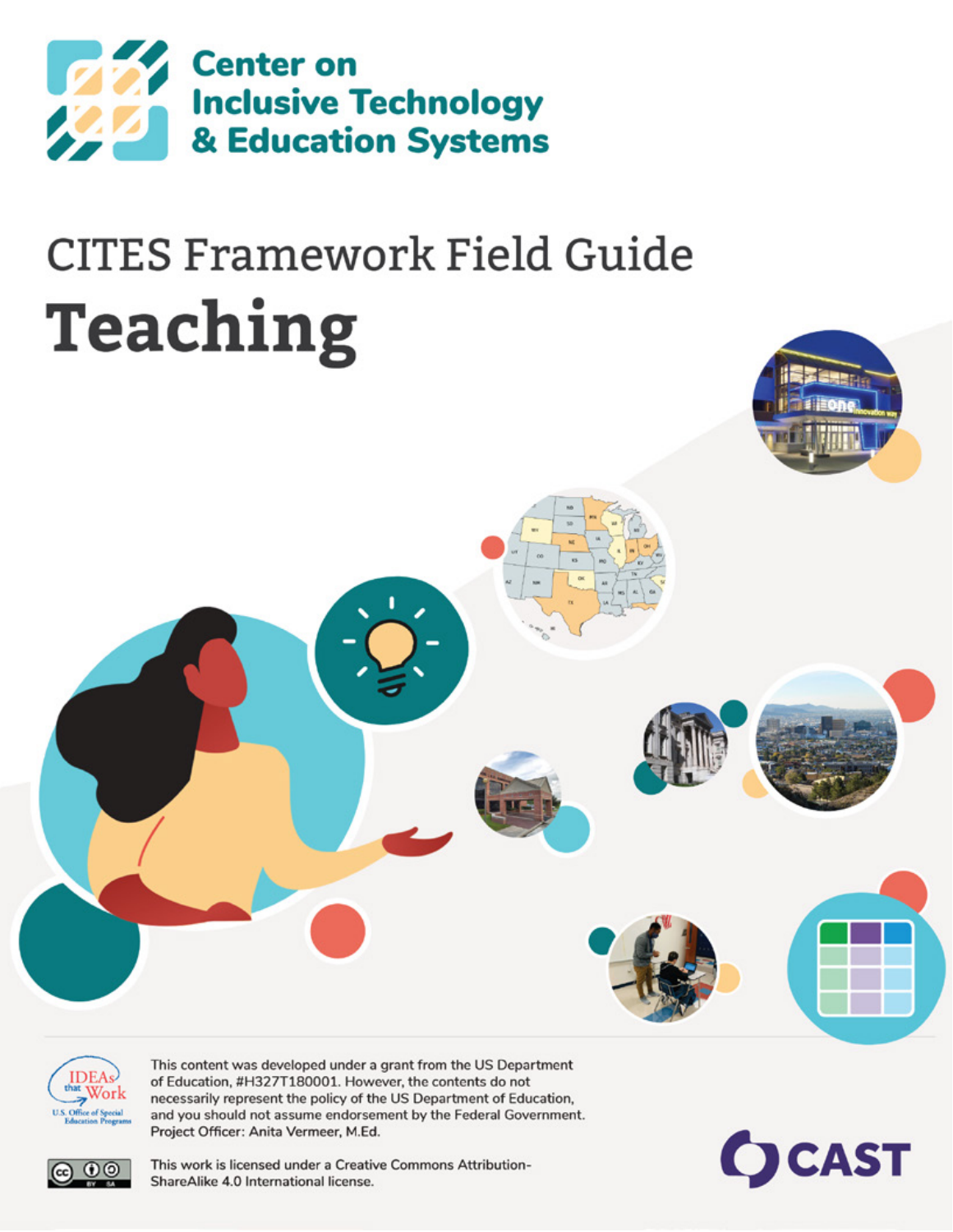Center on Inclusive Technology & Education Systems

# CITES Framework Field Guide

# Teaching

This content was developed under a grant from the US Department of Education, #H327T180001. However, the contents do not necessarily represent the policy of the US Department of Education, and you should not assume endorsement by the Federal Government. Project Officer: Anita Vermeer, M.Ed.

This work is licensed under a Creative Commons Attribution-ShareAlike 4.0 International license.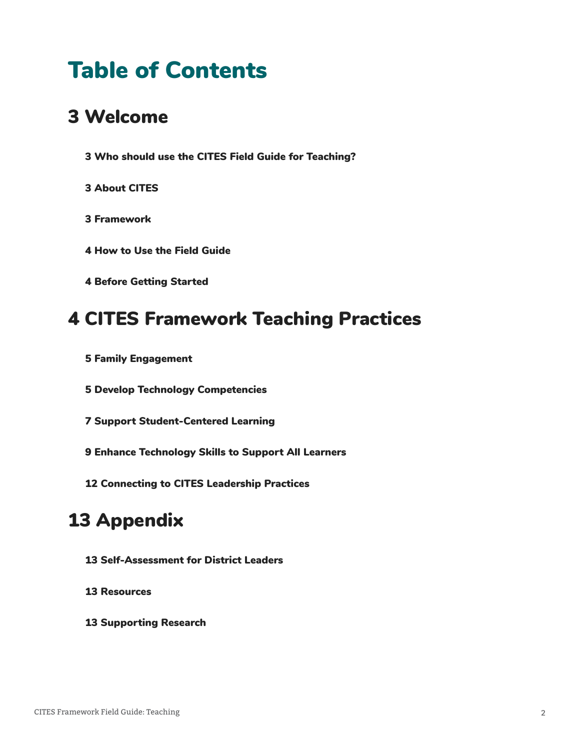# Table of Contents

## 3 Welcome

**3 Who should use the CITES Field Guide for Teaching?**

**3 About CITES**

**3 Framework**

**4 How to Use the Field Guide**

**4 Before Getting Started**

## 4 CITES Framework Teaching Practices

**5 Family Engagement**

**5 Develop Technology Competencies**

**7 Support Student-Centered Learning**

**9 Enhance Technology Skills to Support All Learners**

**12 Connecting to CITES Leadership Practices**

## 13 Appendix

**13 Self-Assessment for District Leaders**

**13 Resources**

**13 Supporting Research**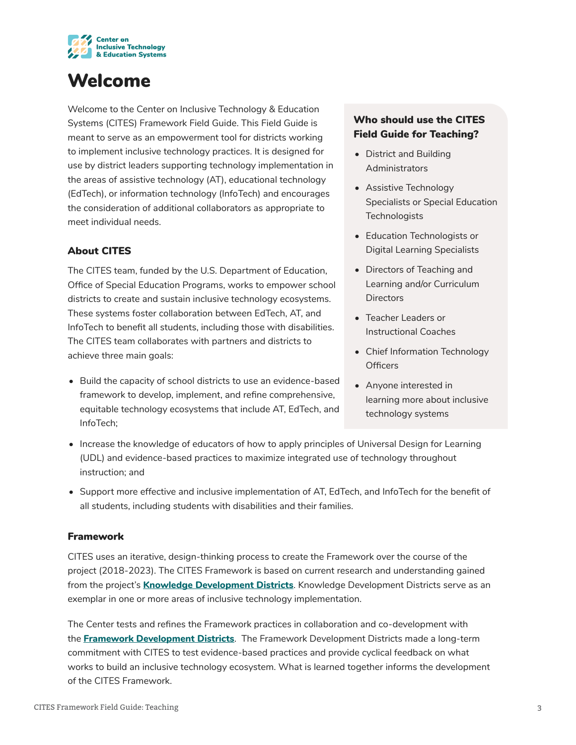Center on Inclusive Technology & Education Systems

# Welcome

Welcome to the Center on Inclusive Technology & Education Systems (CITES) Framework Field Guide. This Field Guide is meant to serve as an empowerment tool for districts working to implement inclusive technology practices. It is designed for use by district leaders supporting technology implementation in the areas of assistive technology (AT), educational technology (EdTech), or information technology (InfoTech) and encourages the consideration of additional collaborators as appropriate to meet individual needs.

### Who should use the CITES Field Guide for Teaching?

- District and Building Administrators
- Assistive Technology Specialists or Special Education Technologists
- Education Technologists or Digital Learning Specialists
- Directors of Teaching and Learning and/or Curriculum Directors
- Teacher Leaders or Instructional Coaches
- Chief Information Technology Officers
- Anyone interested in learning more about inclusive technology systems

## About CITES

The CITES team, funded by the U.S. Department of Education, Office of Special Education Programs, works to empower school districts to create and sustain inclusive technology ecosystems. These systems foster collaboration between EdTech, AT, and InfoTech to benefit all students, including those with disabilities. The CITES team collaborates with partners and districts to achieve three main goals:

- Build the capacity of school districts to use an evidence-based framework to develop, implement, and refine comprehensive, equitable technology ecosystems that include AT, EdTech, and InfoTech;
- Increase the knowledge of educators of how to apply principles of Universal Design for Learning (UDL) and evidence-based practices to maximize integrated use of technology throughout instruction; and
- Support more effective and inclusive implementation of AT, EdTech, and InfoTech for the benefit of all students, including students with disabilities and their families.

## Framework

CITES uses an iterative, design-thinking process to create the Framework over the course of the project (2018-2023). The CITES Framework is based on current research and understanding gained from the project's **Knowledge Development Districts**. Knowledge Development Districts serve as an exemplar in one or more areas of inclusive technology implementation.

The Center tests and refines the Framework practices in collaboration and co-development with the **Framework Development Districts**. The Framework Development Districts made a long-term commitment with CITES to test evidence-based practices and provide cyclical feedback on what works to build an inclusive technology ecosystem. What is learned together informs the development of the CITES Framework.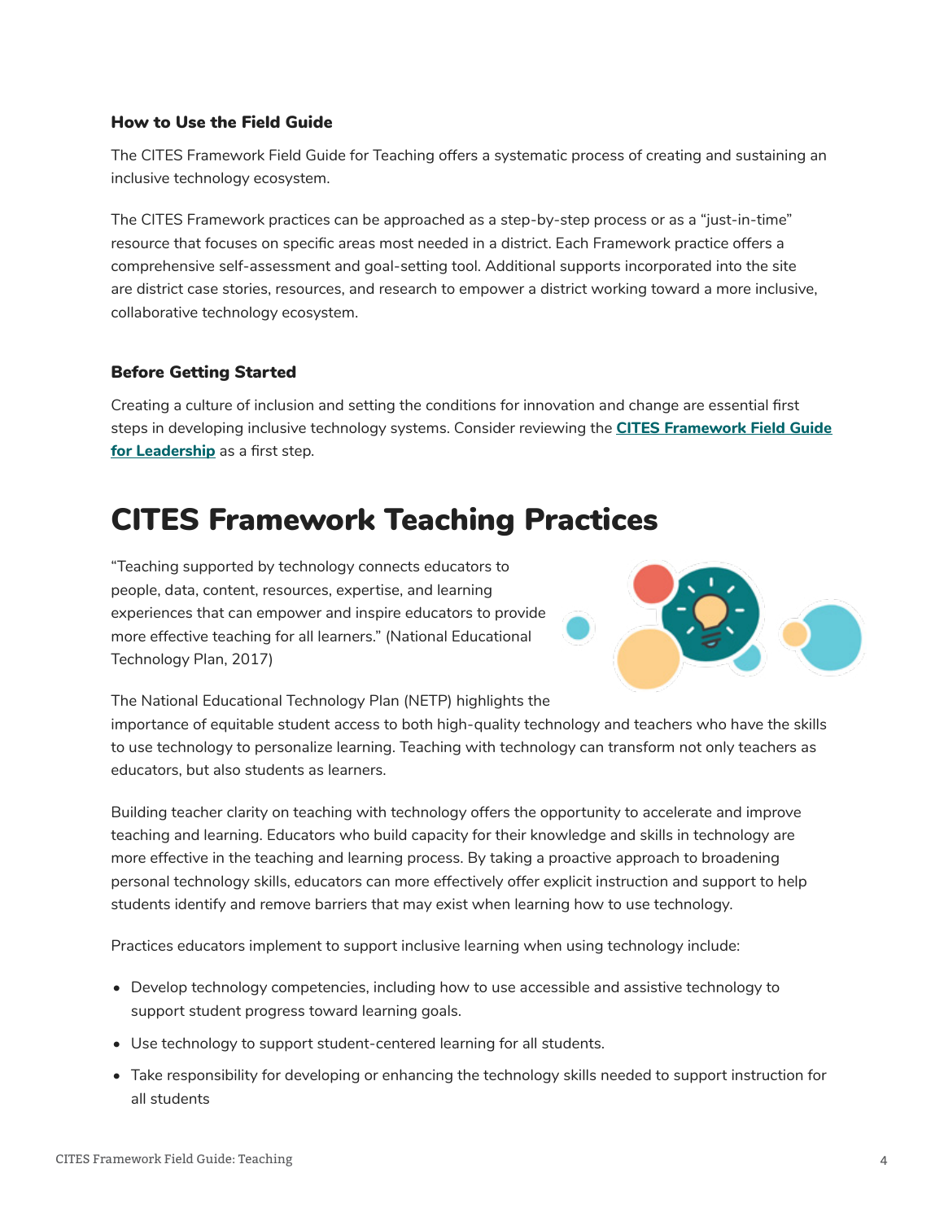### How to Use the Field Guide

The CITES Framework Field Guide for Teaching offers a systematic process of creating and sustaining an inclusive technology ecosystem.

The CITES Framework practices can be approached as a step-by-step process or as a "just-in-time" resource that focuses on specific areas most needed in a district. Each Framework practice offers a comprehensive self-assessment and goal-setting tool. Additional supports incorporated into the site are district case stories, resources, and research to empower a district working toward a more inclusive, collaborative technology ecosystem.

### Before Getting Started

Creating a culture of inclusion and setting the conditions for innovation and change are essential first steps in developing inclusive technology systems. Consider reviewing the **CITES Framework Field Guide for Leadership** as a first step.

# CITES Framework Teaching Practices

"Teaching supported by technology connects educators to people, data, content, resources, expertise, and learning experiences that can empower and inspire educators to provide more effective teaching for all learners." (National Educational Technology Plan, 2017)

The National Educational Technology Plan (NETP) highlights the importance of equitable student access to both high-quality technology and teachers who have the skills to use technology to personalize learning. Teaching with technology can transform not only teachers as educators, but also students as learners.

Building teacher clarity on teaching with technology offers the opportunity to accelerate and improve teaching and learning. Educators who build capacity for their knowledge and skills in technology are more effective in the teaching and learning process. By taking a proactive approach to broadening personal technology skills, educators can more effectively offer explicit instruction and support to help students identify and remove barriers that may exist when learning how to use technology.

Practices educators implement to support inclusive learning when using technology include:

- Develop technology competencies, including how to use accessible and assistive technology to support student progress toward learning goals.
- Use technology to support student-centered learning for all students.
- Take responsibility for developing or enhancing the technology skills needed to support instruction for all students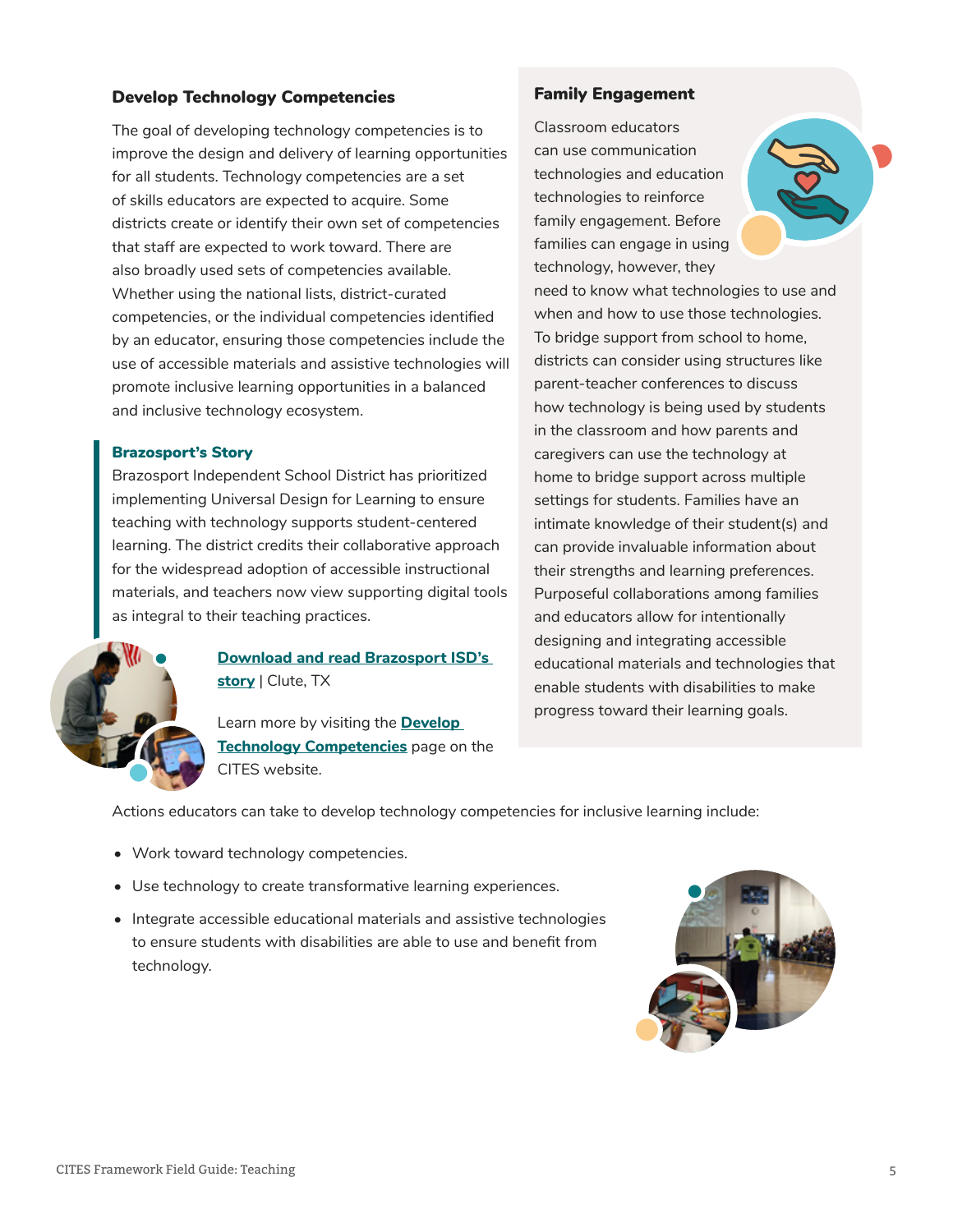### Develop Technology Competencies

The goal of developing technology competencies is to improve the design and delivery of learning opportunities for all students. Technology competencies are a set of skills educators are expected to acquire. Some districts create or identify their own set of competencies that staff are expected to work toward. There are also broadly used sets of competencies available. Whether using the national lists, district-curated competencies, or the individual competencies identified by an educator, ensuring those competencies include the use of accessible materials and assistive technologies will promote inclusive learning opportunities in a balanced and inclusive technology ecosystem.

#### Brazosport's Story

Brazosport Independent School District has prioritized implementing Universal Design for Learning to ensure teaching with technology supports student-centered learning. The district credits their collaborative approach for the widespread adoption of accessible instructional materials, and teachers now view supporting digital tools as integral to their teaching practices.

**Download and read Brazosport ISD's story** | Clute, TX

Learn more by visiting the **Develop Technology Competencies** page on the CITES website.

### Family Engagement

Classroom educators can use communication technologies and education technologies to reinforce family engagement. Before families can engage in using technology, however, they need to know what technologies to use and when and how to use those technologies. To bridge support from school to home, districts can consider using structures like parent-teacher conferences to discuss how technology is being used by students in the classroom and how parents and caregivers can use the technology at home to bridge support across multiple settings for students. Families have an intimate knowledge of their student(s) and can provide invaluable information about their strengths and learning preferences. Purposeful collaborations among families and educators allow for intentionally designing and integrating accessible educational materials and technologies that enable students with disabilities to make progress toward their learning goals.

Actions educators can take to develop technology competencies for inclusive learning include:

- Work toward technology competencies.
- Use technology to create transformative learning experiences.
- Integrate accessible educational materials and assistive technologies to ensure students with disabilities are able to use and benefit from technology.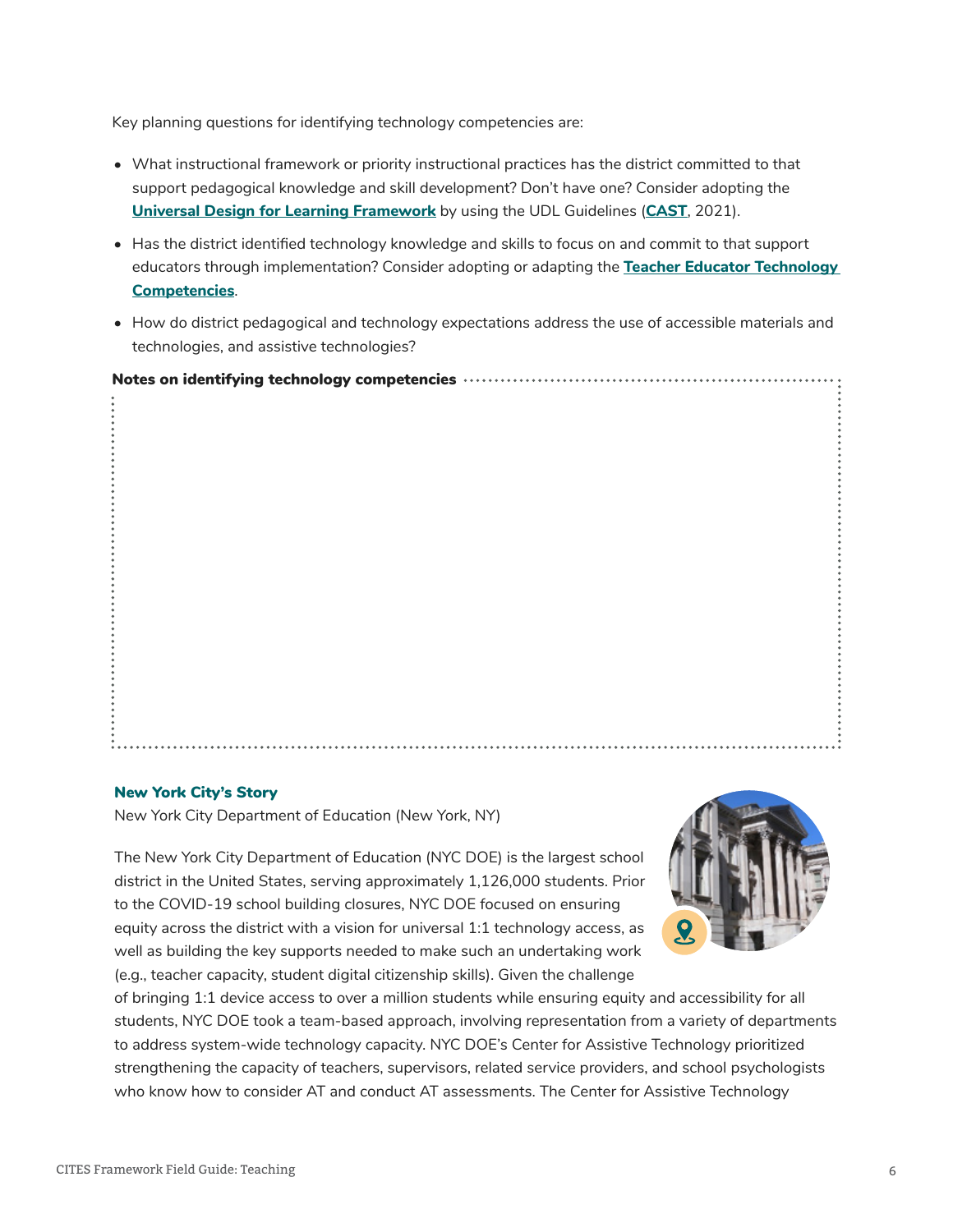Key planning questions for identifying technology competencies are:

- What instructional framework or priority instructional practices has the district committed to that support pedagogical knowledge and skill development? Don't have one? Consider adopting the **Universal Design for Learning Framework** by using the UDL Guidelines (**CAST**, 2021).
- Has the district identified technology knowledge and skills to focus on and commit to that support educators through implementation? Consider adopting or adapting the **Teacher Educator Technology Competencies**.
- How do district pedagogical and technology expectations address the use of accessible materials and technologies, and assistive technologies?

**Notes on identifying technology competencies**

### New York City's Story

New York City Department of Education (New York, NY)

The New York Department of Education (NYC DOE) is the largest school district in the United States, serving approximately 1,126,000 students. Prior to the COVID-19 school building closures, NYC DOE focused on ensuring equity across the district with a vision for universal 1:1 technology access, as well as building the key supports needed to make such an undertaking work (e.g., teacher capacity, student digital citizenship skills). Given the challenge of bringing 1:1 device access to over a million students while ensuring equity and accessibility for all students, NYC DOE took a team-based approach, involving representation from a variety of departments to address system-wide technology capacity. NYC DOE's Center for Assistive Technology prioritized strengthening the capacity of teachers, supervisors, related service providers, and school psychologists who know how to consider AT and conduct AT assessments. The Center for Assistive Technology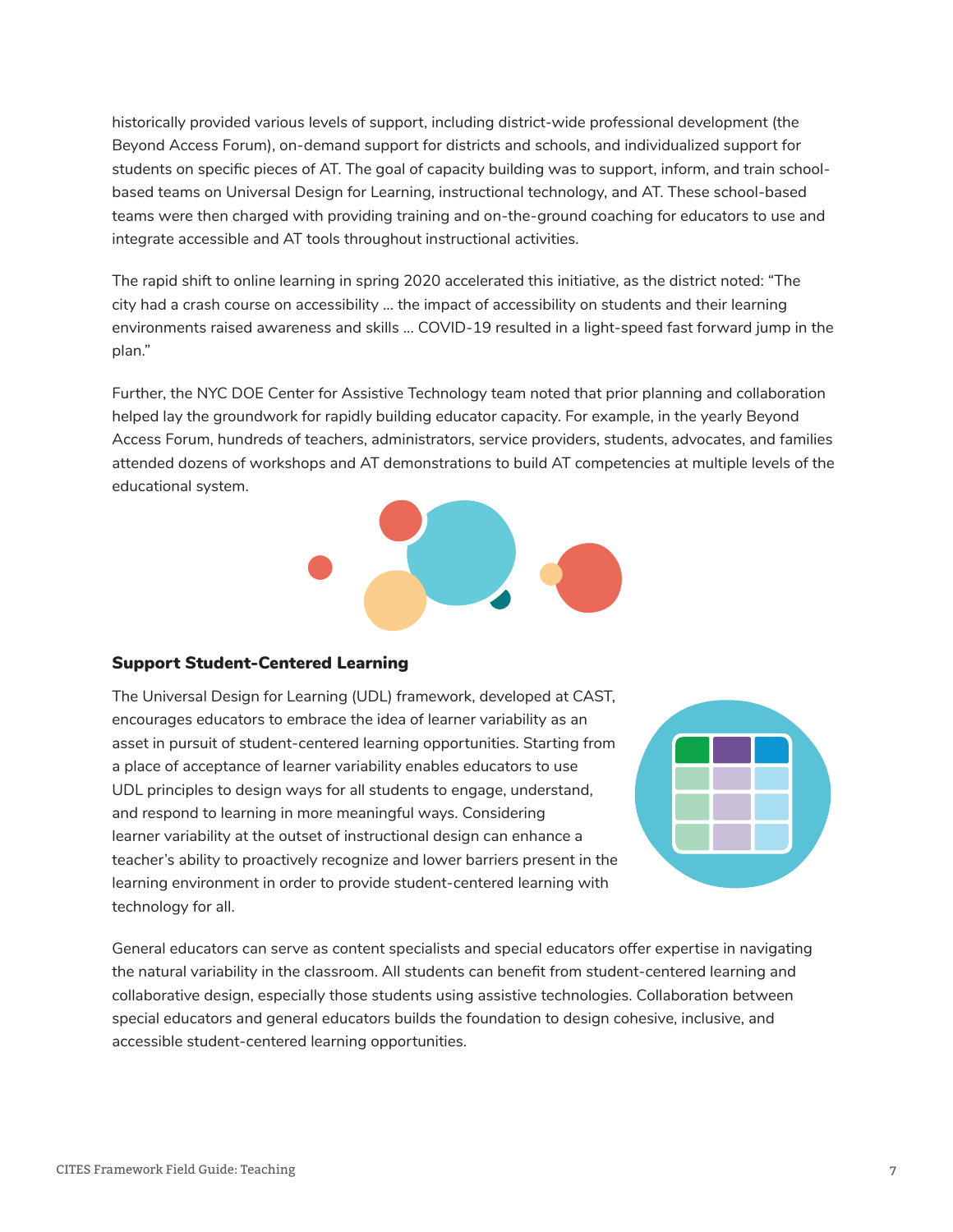historically provided various levels of support, including district-wide professional development (the Beyond Access Forum), on-demand support for districts and schools, and individualized support for students on specific pieces of AT. The goal of capacity building was to support, inform, and train school-based teams on Universal Design for Learning, instructional technology, and AT. These school-based teams were then charged with providing training and on-the-ground coaching for educators to use and integrate accessible and AT tools throughout instructional activities.

The rapid shift to online learning in spring 2020 accelerated this initiative, as the district noted: "The city had a crash course on accessibility … the impact of accessibility on students and their learning environments raised awareness and skills … COVID-19 resulted in a light-speed fast forward jump in the plan."

Further, the NYC DOE Center for Assistive Technology team noted that prior planning and collaboration helped lay the groundwork for rapidly building educator capacity. For example, in the yearly Beyond Access Forum, hundreds of teachers, administrators, service providers, students, advocates, and families attended dozens of workshops and AT demonstrations to build AT competencies at multiple levels of the educational system.

### Support Student-Centered Learning

The Universal Design for Learning (UDL) framework, developed at CAST, encourages educators to embrace the idea of learner variability as an asset in pursuit of student-centered learning opportunities. Starting from a place of acceptance of learner variability enables educators to use UDL principles to design ways for all students to engage, understand, and respond to learning in more meaningful ways. Considering learner variability at the outset of instructional design can enhance a teacher's ability to proactively recognize and lower barriers present in the learning environment in order to provide student-centered learning with technology for all.

General educators can serve as content specialists and special educators offer expertise in navigating the natural variability in the classroom. All students can benefit from student-centered learning and collaborative design, especially those students using assistive technologies. Collaboration between special educators and general educators builds the foundation to design cohesive, inclusive, and accessible student-centered learning opportunities.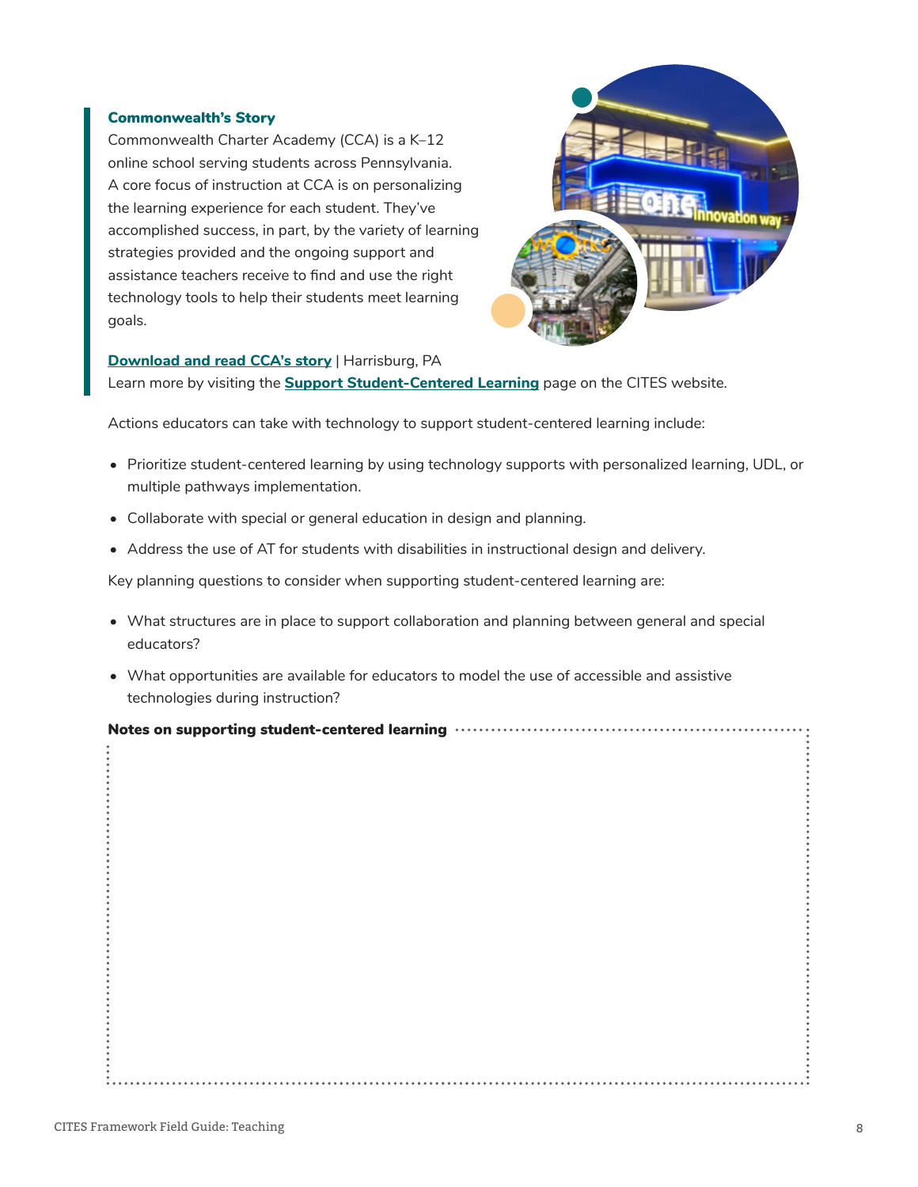### Commonwealth's Story

Commonwealth Charter Academy (CCA) is a K–12 online school serving students across Pennsylvania. A core focus of instruction at CCA is on personalizing the learning experience for each student. They've accomplished success, in part, by the variety of learning strategies provided and the ongoing support and assistance teachers receive to find and use the right technology tools to help their students meet learning goals.

**Download and read CCA's story** | Harrisburg, PA
Learn more by visiting the **Support Student-Centered Learning** page on the CITES website.

Actions educators can take with technology to support student-centered learning include:

- Prioritize student-centered learning by using technology supports with personalized learning, UDL, or multiple pathways implementation.
- Collaborate with special or general education in design and planning.
- Address the use of AT for students with disabilities in instructional design and delivery.

Key planning questions to consider when supporting student-centered learning are:

- What structures are in place to support collaboration and planning between general and special educators?
- What opportunities are available for educators to model the use of accessible and assistive technologies during instruction?

**Notes on supporting student-centered learning**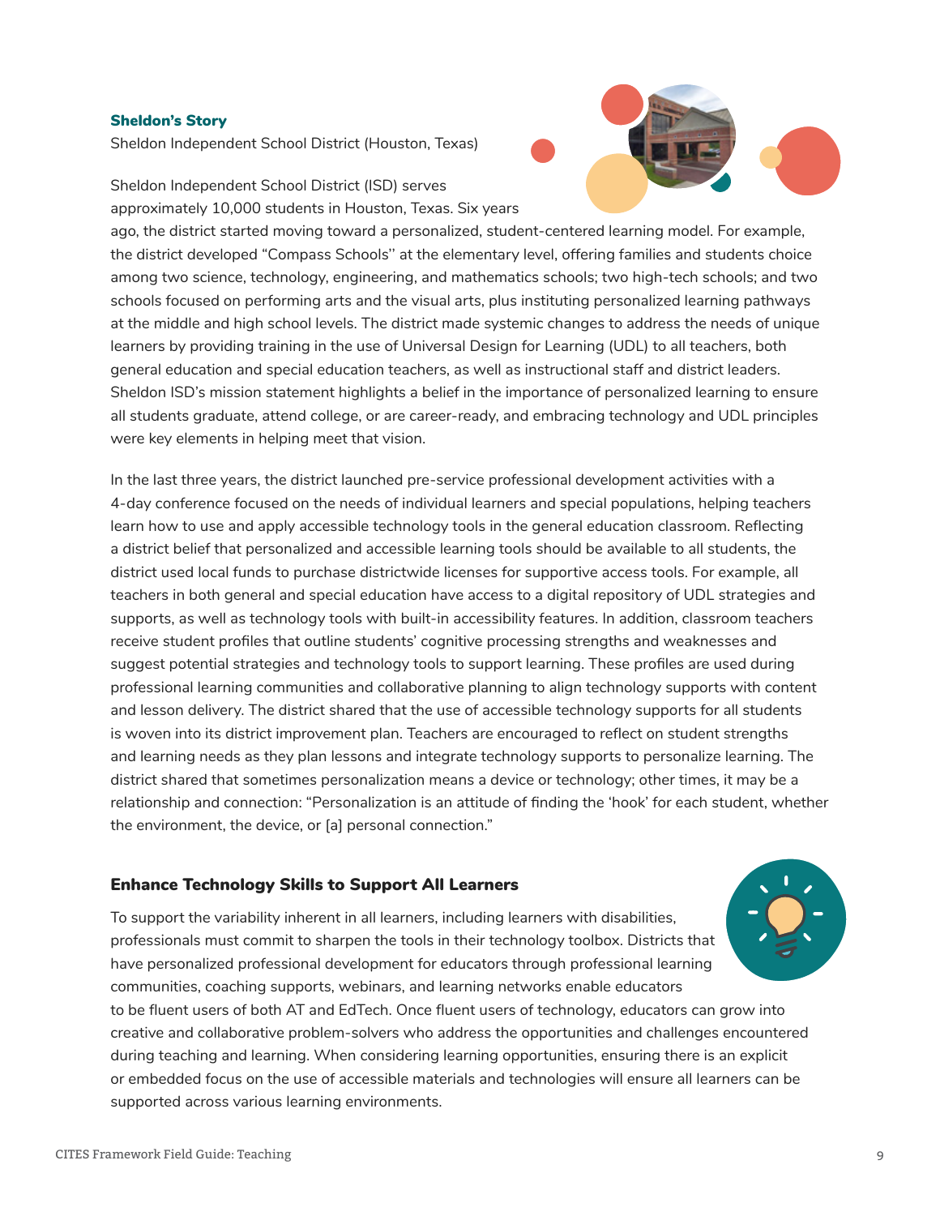**Sheldon's Story**

Sheldon Independent School District (Houston, Texas)

Sheldon Independent School District (ISD) serves approximately 10,000 students in Houston, Texas. Six years ago, the district started moving toward a personalized, student-centered learning model. For example, the district developed "Compass Schools'' at the elementary level, offering families and students choice among two science, technology, engineering, and mathematics schools; two high-tech schools; and two schools focused on performing arts and the visual arts, plus instituting personalized learning pathways at the middle and high school levels. The district made systemic changes to address the needs of unique learners by providing training in the use of Universal Design for Learning (UDL) to all teachers, both general education and special education teachers, as well as instructional staff and district leaders. Sheldon ISD's mission statement highlights a belief in the importance of personalized learning to ensure all students graduate, attend college, or are career-ready, and embracing technology and UDL principles were key elements in helping meet that vision.

In the last three years, the district launched pre-service professional development activities with a 4-day conference focused on the needs of individual learners and special populations, helping teachers learn how to use and apply accessible technology tools in the general education classroom. Reflecting a district belief that personalized and accessible learning tools should be available to all students, the district used local funds to purchase districtwide licenses for supportive access tools. For example, all teachers in both general and special education have access to a digital repository of UDL strategies and supports, as well as technology tools with built-in accessibility features. In addition, classroom teachers receive student profiles that outline students' cognitive processing strengths and weaknesses and suggest potential strategies and technology tools to support learning. These profiles are used during professional learning communities and collaborative planning to align technology supports with content and lesson delivery. The district shared that the use of accessible technology supports for all students is woven into its district improvement plan. Teachers are encouraged to reflect on student strengths and learning needs as they plan lessons and integrate technology supports to personalize learning. The district shared that sometimes personalization means a device or technology; other times, it may be a relationship and connection: "Personalization is an attitude of finding the 'hook' for each student, whether the environment, the device, or [a] personal connection."

### Enhance Technology Skills to Support All Learners

To support the variability inherent in all learners, including learners with disabilities, professionals must commit to sharpen the tools in their technology toolbox. Districts that have personalized professional development for educators through professional learning communities, coaching supports, webinars, and learning networks enable educators to be fluent users of both AT and EdTech. Once fluent users of technology, educators can grow into creative and collaborative problem-solvers who address the opportunities and challenges encountered during teaching and learning. When considering learning opportunities, ensuring there is an explicit or embedded focus on the use of accessible materials and technologies will ensure all learners can be supported across various learning environments.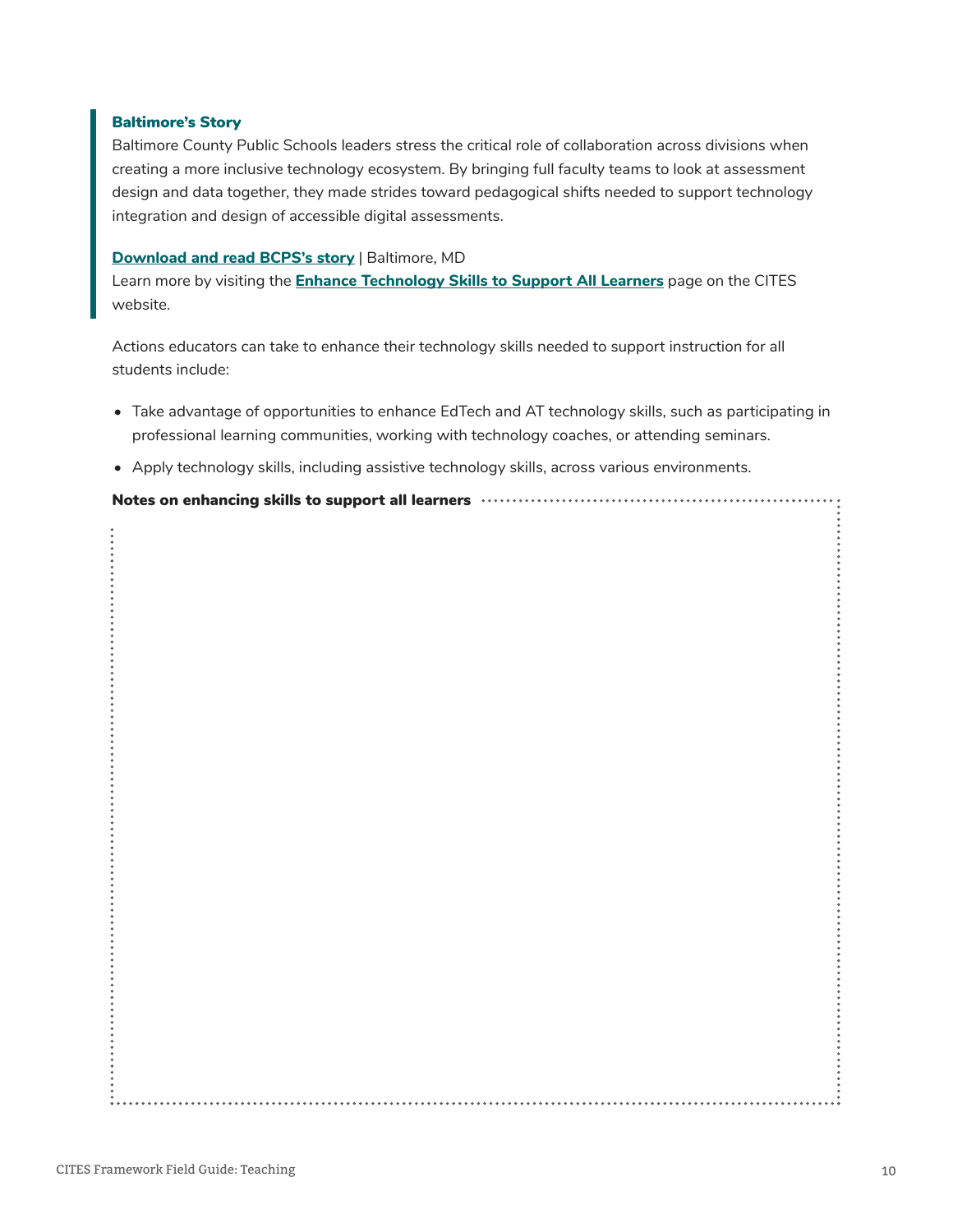### Baltimore's Story

Baltimore County Public Schools leaders stress the critical role of collaboration across divisions when creating a more inclusive technology ecosystem. By bringing full faculty teams to look at assessment design and data together, they made strides toward pedagogical shifts needed to support technology integration and design of accessible digital assessments.

**Download and read BCPS's story** | Baltimore, MD
Learn more by visiting the **Enhance Technology Skills to Support All Learners** page on the CITES website.

Actions educators can take to enhance their technology skills needed to support instruction for all students include:

- Take advantage of opportunities to enhance EdTech and AT technology skills, such as participating in professional learning communities, working with technology coaches, or attending seminars.
- Apply technology skills, including assistive technology skills, across various environments.

**Notes on enhancing skills to support all learners**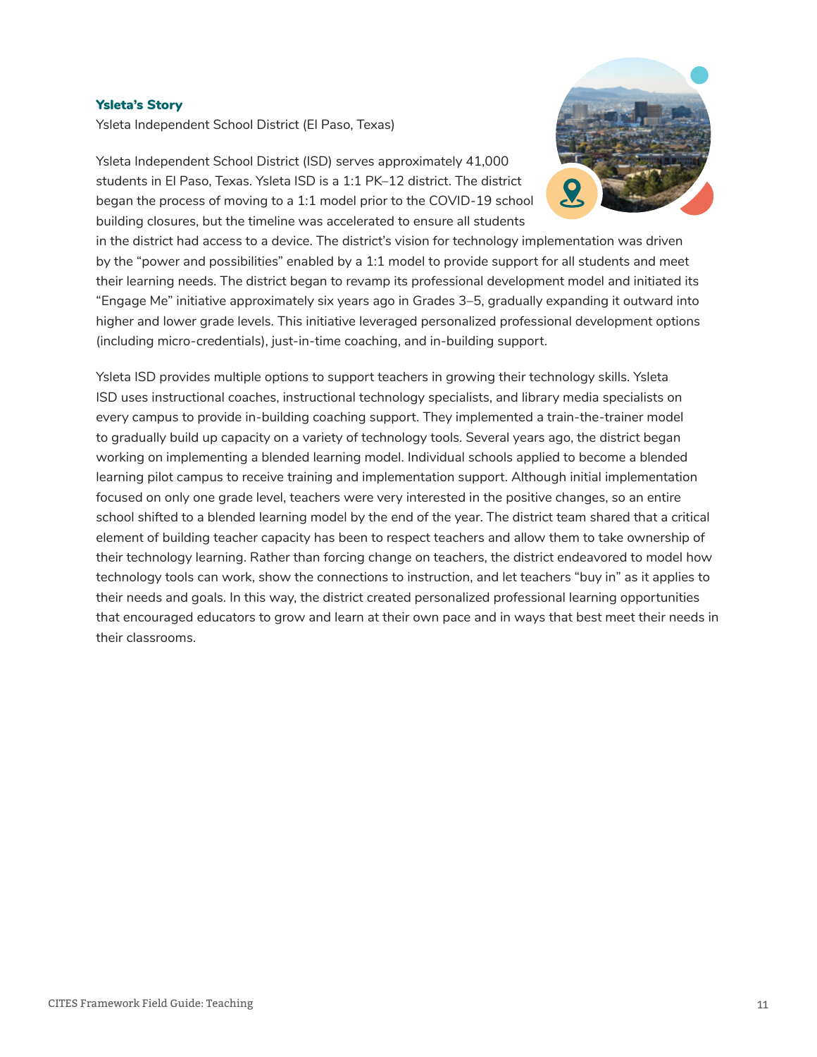### Ysleta's Story

Ysleta Independent School District (El Paso, Texas)

Ysleta Independent School District (ISD) serves approximately 41,000 students in El Paso, Texas. Ysleta ISD is a 1:1 PK–12 district. The district began the process of moving to a 1:1 model prior to the COVID-19 school building closures, but the timeline was accelerated to ensure all students in the district had access to a device. The district's vision for technology implementation was driven by the "power and possibilities" enabled by a 1:1 model to provide support for all students and meet their learning needs. The district began to revamp its professional development model and initiated its "Engage Me" initiative approximately six years ago in Grades 3–5, gradually expanding it outward into higher and lower grade levels. This initiative leveraged personalized professional development options (including micro-credentials), just-in-time coaching, and in-building support.

Ysleta ISD provides multiple options to support teachers in growing their technology skills. Ysleta ISD uses instructional coaches, instructional technology specialists, and library media specialists on every campus to provide in-building coaching support. They implemented a train-the-trainer model to gradually build up capacity on a variety of technology tools. Several years ago, the district began working on implementing a blended learning model. Individual schools applied to become a blended learning pilot campus to receive training and implementation support. Although initial implementation focused on only one grade level, teachers were very interested in the positive changes, so an entire school shifted to a blended learning model by the end of the year. The district team shared that a critical element of building teacher capacity has been to respect teachers and allow them to take ownership of their technology learning. Rather than forcing change on teachers, the district endeavored to model how technology tools can work, show the connections to instruction, and let teachers "buy in" as it applies to their needs and goals. In this way, the district created personalized professional learning opportunities that encouraged educators to grow and learn at their own pace and in ways that best meet their needs in their classrooms.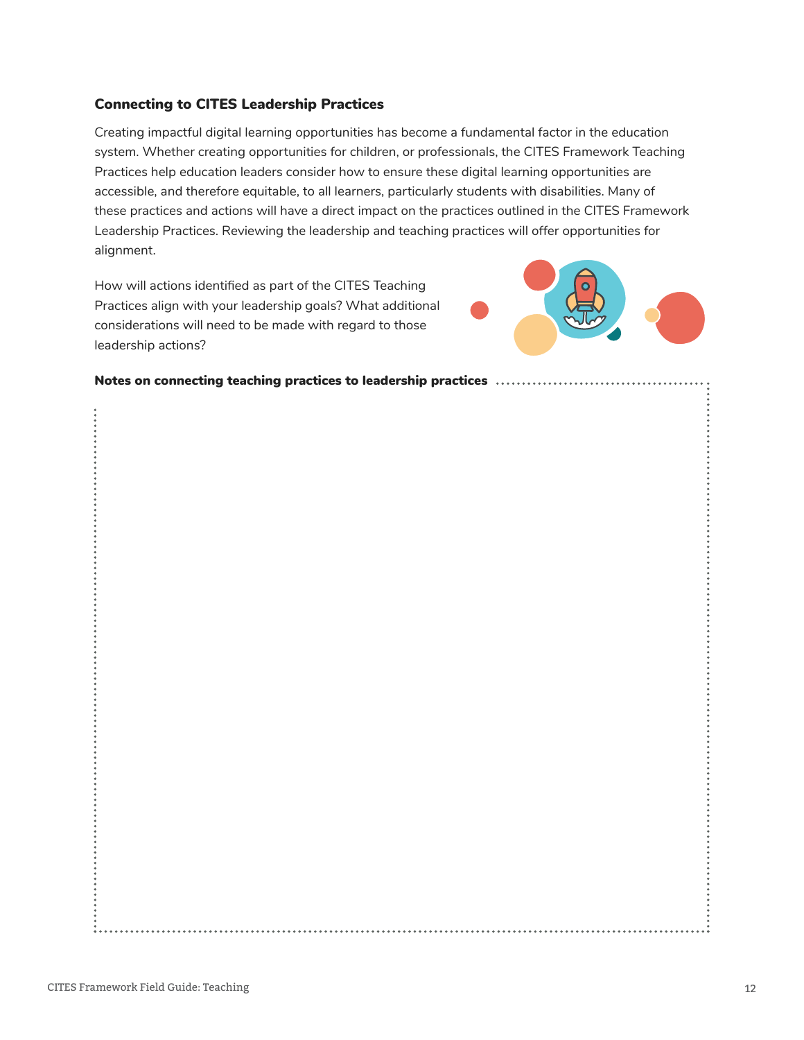### Connecting to CITES Leadership Practices

Creating impactful digital learning opportunities has become a fundamental factor in the education system. Whether creating opportunities for children, or professionals, the CITES Framework Teaching Practices help education leaders consider how to ensure these digital learning opportunities are accessible, and therefore equitable, to all learners, particularly students with disabilities. Many of these practices and actions will have a direct impact on the practices outlined in the CITES Framework Leadership Practices. Reviewing the leadership and teaching practices will offer opportunities for alignment.

How will actions identified as part of the CITES Teaching Practices align with your leadership goals? What additional considerations will need to be made with regard to those leadership actions?

**Notes on connecting teaching practices to leadership practices**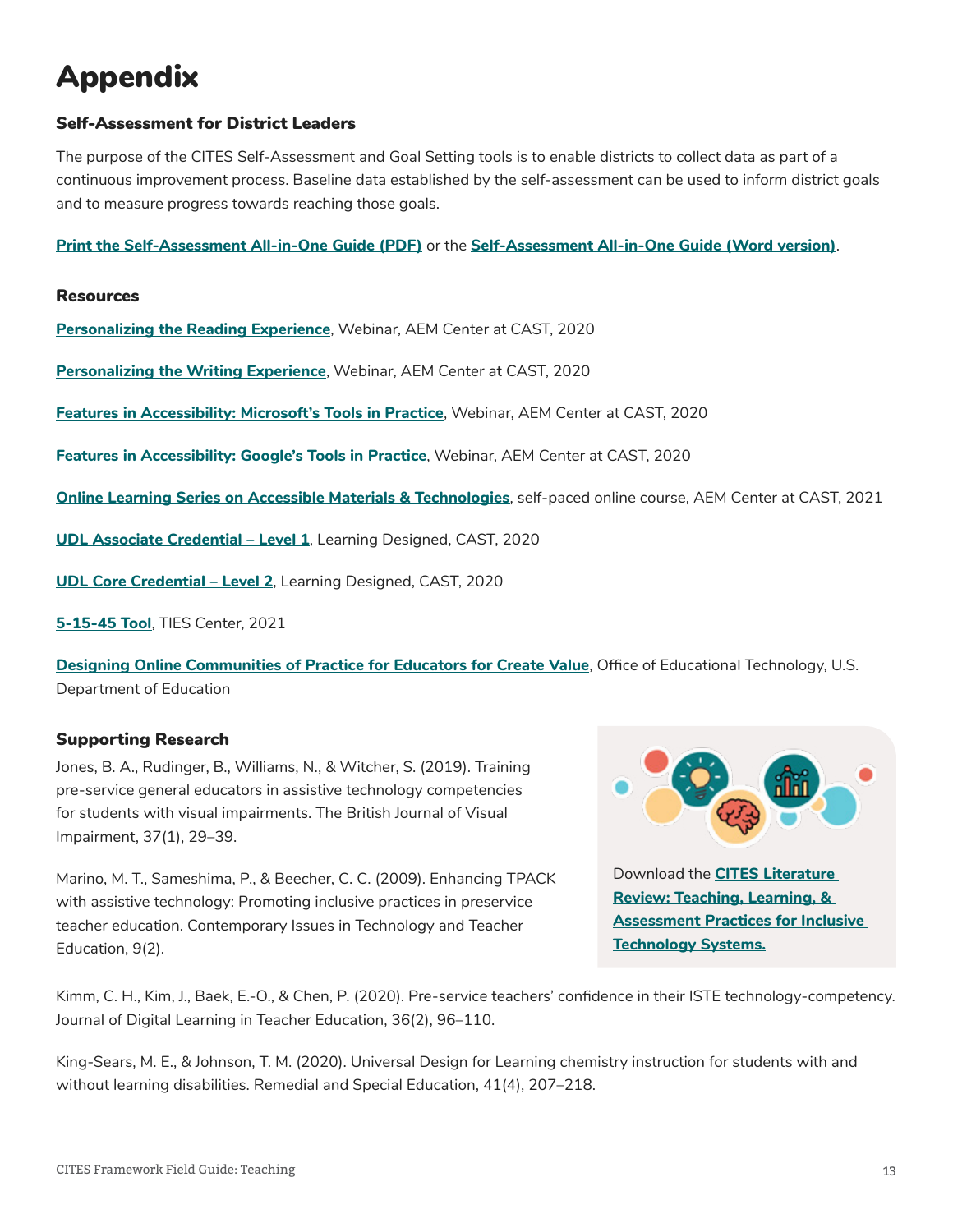# Appendix

### Self-Assessment for District Leaders

The purpose of the CITES Self-Assessment and Goal Setting tools is to enable districts to collect data as part of a continuous improvement process. Baseline data established by the self-assessment can be used to inform district goals and to measure progress towards reaching those goals.

**Print the Self-Assessment All-in-One Guide (PDF)** or the **Self-Assessment All-in-One Guide (Word version)**.

### Resources

**Personalizing the Reading Experience**, Webinar, AEM Center at CAST, 2020

**Personalizing the Writing Experience**, Webinar, AEM Center at CAST, 2020

**Features in Accessibility: Microsoft's Tools in Practice**, Webinar, AEM Center at CAST, 2020

**Features in Accessibility: Google's Tools in Practice**, Webinar, AEM Center at CAST, 2020

**Online Learning Series on Accessible Materials & Technologies**, self-paced online course, AEM Center at CAST, 2021

**UDL Associate Credential – Level 1**, Learning Designed, CAST, 2020

**UDL Core Credential – Level 2**, Learning Designed, CAST, 2020

**5-15-45 Tool**, TIES Center, 2021

**Designing Online Communities of Practice for Educators for Create Value**, Office of Educational Technology, U.S. Department of Education

### Supporting Research

Jones, B. A., Rudinger, B., Williams, N., & Witcher, S. (2019). Training pre-service general educators in assistive technology competencies for students with visual impairments. The British Journal of Visual Impairment, 37(1), 29–39.

Marino, M. T., Sameshima, P., & Beecher, C. C. (2009). Enhancing TPACK with assistive technology: Promoting inclusive practices in preservice teacher education. Contemporary Issues in Technology and Teacher Education, 9(2).

Download the **CITES Literature Review: Teaching, Learning, & Assessment Practices for Inclusive Technology Systems.**

Kimm, C. H., Kim, J., Baek, E.-O., & Chen, P. (2020). Pre-service teachers' confidence in their ISTE technology-competency. Journal of Digital Learning in Teacher Education, 36(2), 96–110.

King-Sears, M. E., & Johnson, T. M. (2020). Universal Design for Learning chemistry instruction for students with and without learning disabilities. Remedial and Special Education, 41(4), 207–218.